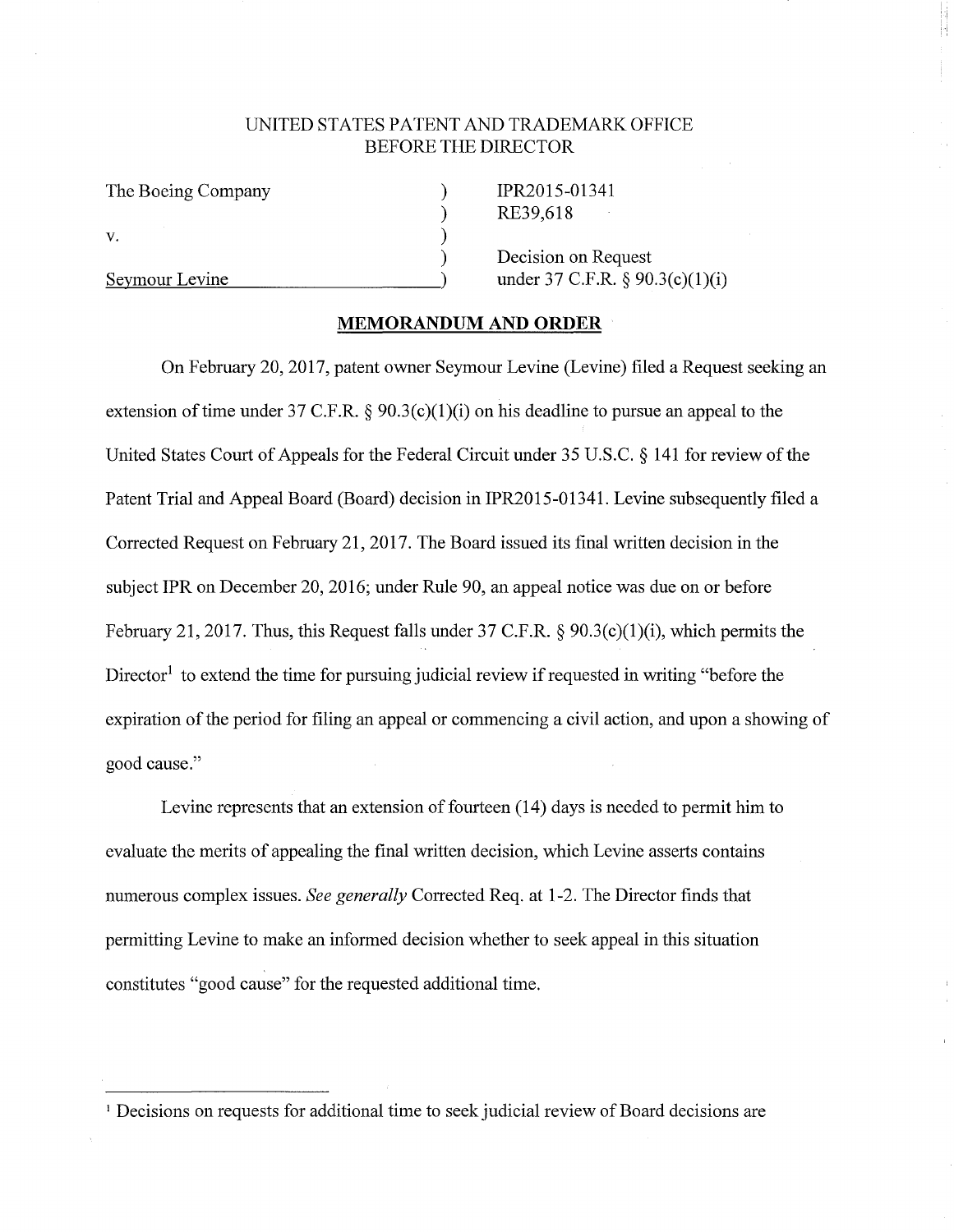UNITED STATES PATENT AND TRADEMARK OFFICE
BEFORE THE DIRECTOR

| | | |
|---|---|---|
| The Boeing Company | ) | IPR2015-01341 |
| | ) | RE39,618 |
| v. | ) | |
| | ) | Decision on Request |
| Seymour Levine | ) | under 37 C.F.R. § 90.3(c)(1)(i) |

**MEMORANDUM AND ORDER**

On February 20, 2017, patent owner Seymour Levine (Levine) filed a Request seeking an extension of time under 37 C.F.R. § 90.3(c)(1)(i) on his deadline to pursue an appeal to the United States Court of Appeals for the Federal Circuit under 35 U.S.C. § 141 for review of the Patent Trial and Appeal Board (Board) decision in IPR2015-01341. Levine subsequently filed a Corrected Request on February 21, 2017. The Board issued its final written decision in the subject IPR on December 20, 2016; under Rule 90, an appeal notice was due on or before February 21, 2017. Thus, this Request falls under 37 C.F.R. § 90.3(c)(1)(i), which permits the Director[1] to extend the time for pursuing judicial review if requested in writing "before the expiration of the period for filing an appeal or commencing a civil action, and upon a showing of good cause."

Levine represents that an extension of fourteen (14) days is needed to permit him to evaluate the merits of appealing the final written decision, which Levine asserts contains numerous complex issues. *See generally* Corrected Req. at 1-2. The Director finds that permitting Levine to make an informed decision whether to seek appeal in this situation constitutes "good cause" for the requested additional time.

---

[1] Decisions on requests for additional time to seek judicial review of Board decisions are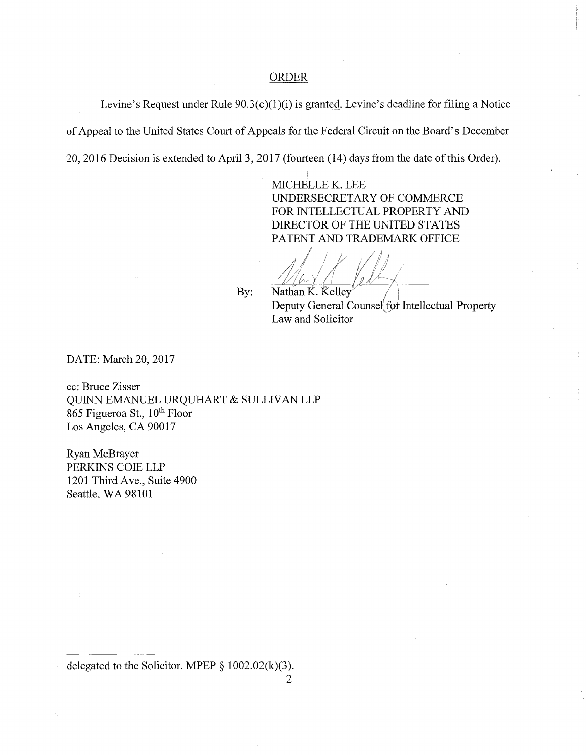## ORDER

Levine's Request under Rule 90.3(c)(1)(i) is granted. Levine's deadline for filing a Notice of Appeal to the United States Court of Appeals for the Federal Circuit on the Board's December 20, 2016 Decision is extended to April 3, 2017 (fourteen (14) days from the date of this Order).

MICHELLE K. LEE
UNDERSECRETARY OF COMMERCE
FOR INTELLECTUAL PROPERTY AND
DIRECTOR OF THE UNITED STATES
PATENT AND TRADEMARK OFFICE

By: Nathan K. Kelley
Deputy General Counsel for Intellectual Property
Law and Solicitor

DATE: March 20, 2017

cc: Bruce Zisser
QUINN EMANUEL URQUHART & SULLIVAN LLP
865 Figueroa St., 10th Floor
Los Angeles, CA 90017

Ryan McBrayer
PERKINS COIE LLP
1201 Third Ave., Suite 4900
Seattle, WA 98101

---

delegated to the Solicitor. MPEP § 1002.02(k)(3).